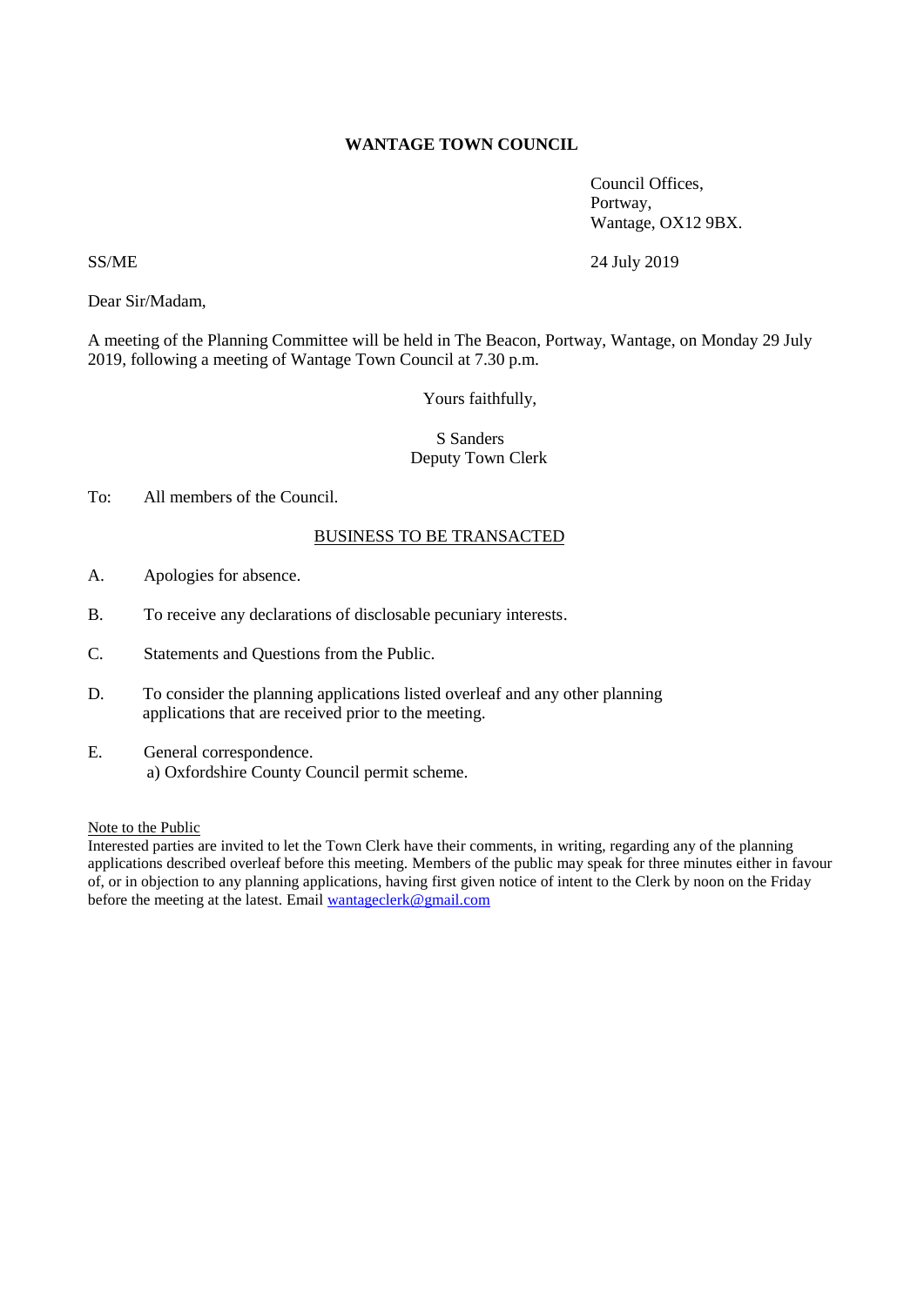**WANTAGE TOWN COUNCIL**

Council Offices,
Portway,
Wantage, OX12 9BX.

SS/ME

24 July 2019

Dear Sir/Madam,

A meeting of the Planning Committee will be held in The Beacon, Portway, Wantage, on Monday 29 July 2019, following a meeting of Wantage Town Council at 7.30 p.m.

Yours faithfully,

S Sanders
Deputy Town Clerk

To: All members of the Council.

<u>BUSINESS TO BE TRANSACTED</u>

A. Apologies for absence.

B. To receive any declarations of disclosable pecuniary interests.

C. Statements and Questions from the Public.

D. To consider the planning applications listed overleaf and any other planning applications that are received prior to the meeting.

E. General correspondence.
   a) Oxfordshire County Council permit scheme.

<u>Note to the Public</u>
Interested parties are invited to let the Town Clerk have their comments, in writing, regarding any of the planning applications described overleaf before this meeting. Members of the public may speak for three minutes either in favour of, or in objection to any planning applications, having first given notice of intent to the Clerk by noon on the Friday before the meeting at the latest. Email wantageclerk@gmail.com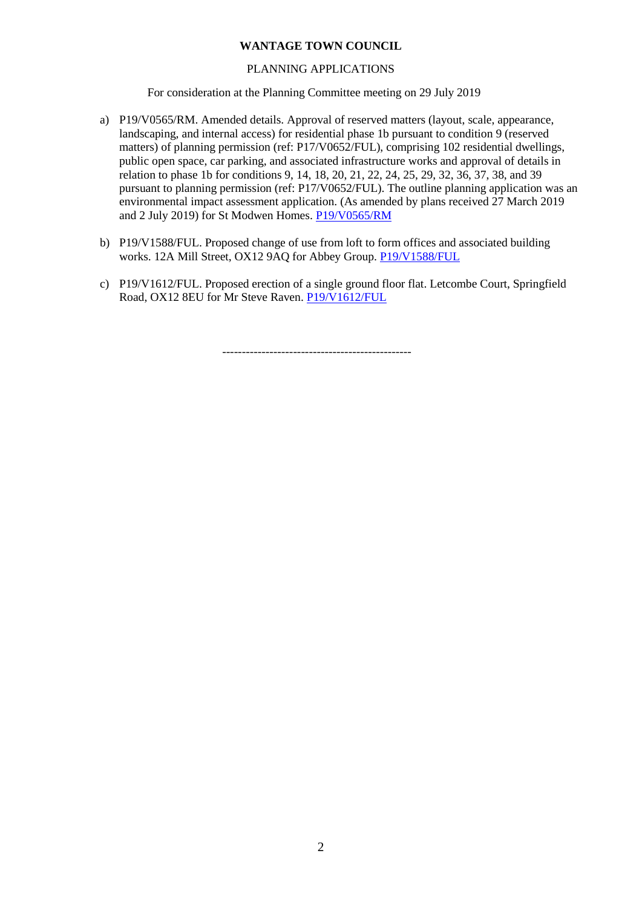**WANTAGE TOWN COUNCIL**

PLANNING APPLICATIONS

For consideration at the Planning Committee meeting on 29 July 2019

a) P19/V0565/RM. Amended details. Approval of reserved matters (layout, scale, appearance, landscaping, and internal access) for residential phase 1b pursuant to condition 9 (reserved matters) of planning permission (ref: P17/V0652/FUL), comprising 102 residential dwellings, public open space, car parking, and associated infrastructure works and approval of details in relation to phase 1b for conditions 9, 14, 18, 20, 21, 22, 24, 25, 29, 32, 36, 37, 38, and 39 pursuant to planning permission (ref: P17/V0652/FUL). The outline planning application was an environmental impact assessment application. (As amended by plans received 27 March 2019 and 2 July 2019) for St Modwen Homes. P19/V0565/RM

b) P19/V1588/FUL. Proposed change of use from loft to form offices and associated building works. 12A Mill Street, OX12 9AQ for Abbey Group. P19/V1588/FUL

c) P19/V1612/FUL. Proposed erection of a single ground floor flat. Letcombe Court, Springfield Road, OX12 8EU for Mr Steve Raven. P19/V1612/FUL

-----------------------------------------------